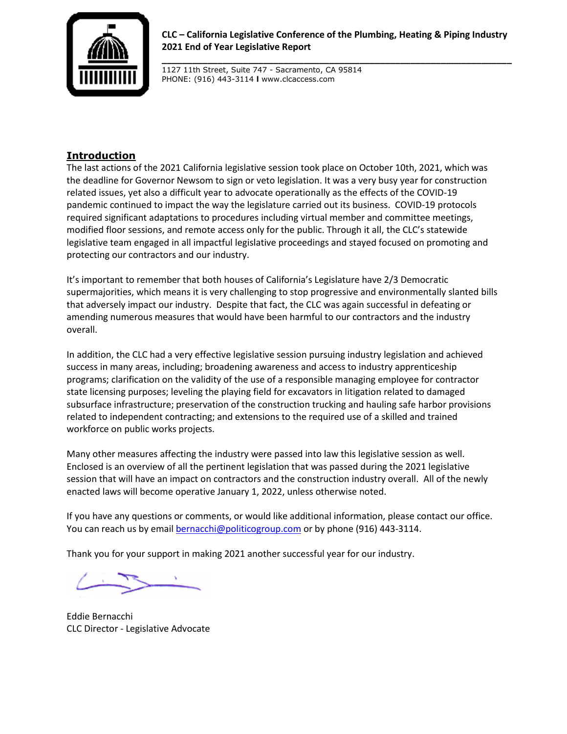**CLC – California Legislative Conference of the Plumbing, Heating & Piping Industry**
**2021 End of Year Legislative Report**

1127 11th Street, Suite 747 - Sacramento, CA 95814
PHONE: (916) 443-3114 I www.clcaccess.com

## Introduction

The last actions of the 2021 California legislative session took place on October 10th, 2021, which was the deadline for Governor Newsom to sign or veto legislation. It was a very busy year for construction related issues, yet also a difficult year to advocate operationally as the effects of the COVID-19 pandemic continued to impact the way the legislature carried out its business. COVID-19 protocols required significant adaptations to procedures including virtual member and committee meetings, modified floor sessions, and remote access only for the public. Through it all, the CLC's statewide legislative team engaged in all impactful legislative proceedings and stayed focused on promoting and protecting our contractors and our industry.

It's important to remember that both houses of California's Legislature have 2/3 Democratic supermajorities, which means it is very challenging to stop progressive and environmentally slanted bills that adversely impact our industry. Despite that fact, the CLC was again successful in defeating or amending numerous measures that would have been harmful to our contractors and the industry overall.

In addition, the CLC had a very effective legislative session pursuing industry legislation and achieved success in many areas, including; broadening awareness and access to industry apprenticeship programs; clarification on the validity of the use of a responsible managing employee for contractor state licensing purposes; leveling the playing field for excavators in litigation related to damaged subsurface infrastructure; preservation of the construction trucking and hauling safe harbor provisions related to independent contracting; and extensions to the required use of a skilled and trained workforce on public works projects.

Many other measures affecting the industry were passed into law this legislative session as well. Enclosed is an overview of all the pertinent legislation that was passed during the 2021 legislative session that will have an impact on contractors and the construction industry overall. All of the newly enacted laws will become operative January 1, 2022, unless otherwise noted.

If you have any questions or comments, or would like additional information, please contact our office. You can reach us by email bernacchi@politicogroup.com or by phone (916) 443-3114.

Thank you for your support in making 2021 another successful year for our industry.

Eddie Bernacchi
CLC Director - Legislative Advocate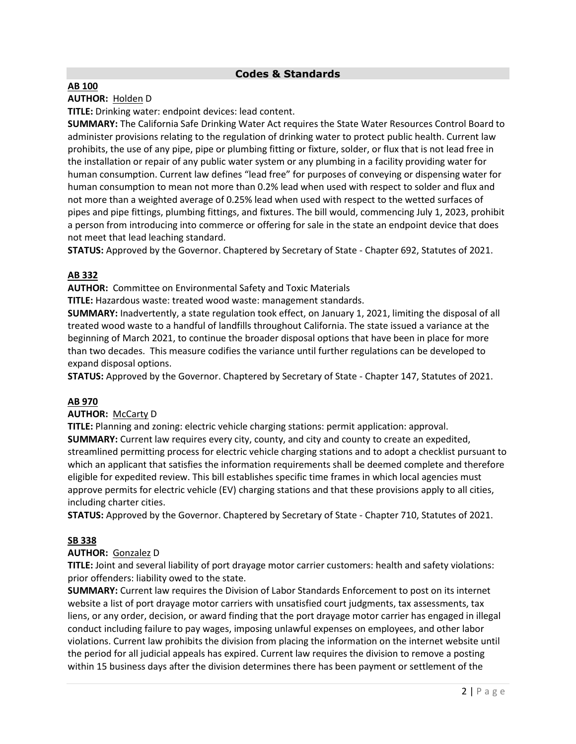## Codes & Standards

**AB 100**

**AUTHOR:** Holden D

**TITLE:** Drinking water: endpoint devices: lead content.

**SUMMARY:** The California Safe Drinking Water Act requires the State Water Resources Control Board to administer provisions relating to the regulation of drinking water to protect public health. Current law prohibits, the use of any pipe, pipe or plumbing fitting or fixture, solder, or flux that is not lead free in the installation or repair of any public water system or any plumbing in a facility providing water for human consumption. Current law defines "lead free" for purposes of conveying or dispensing water for human consumption to mean not more than 0.2% lead when used with respect to solder and flux and not more than a weighted average of 0.25% lead when used with respect to the wetted surfaces of pipes and pipe fittings, plumbing fittings, and fixtures. The bill would, commencing July 1, 2023, prohibit a person from introducing into commerce or offering for sale in the state an endpoint device that does not meet that lead leaching standard.

**STATUS:** Approved by the Governor. Chaptered by Secretary of State - Chapter 692, Statutes of 2021.

**AB 332**

**AUTHOR:** Committee on Environmental Safety and Toxic Materials

**TITLE:** Hazardous waste: treated wood waste: management standards.

**SUMMARY:** Inadvertently, a state regulation took effect, on January 1, 2021, limiting the disposal of all treated wood waste to a handful of landfills throughout California. The state issued a variance at the beginning of March 2021, to continue the broader disposal options that have been in place for more than two decades. This measure codifies the variance until further regulations can be developed to expand disposal options.

**STATUS:** Approved by the Governor. Chaptered by Secretary of State - Chapter 147, Statutes of 2021.

**AB 970**

**AUTHOR:** McCarty D

**TITLE:** Planning and zoning: electric vehicle charging stations: permit application: approval.

**SUMMARY:** Current law requires every city, county, and city and county to create an expedited, streamlined permitting process for electric vehicle charging stations and to adopt a checklist pursuant to which an applicant that satisfies the information requirements shall be deemed complete and therefore eligible for expedited review. This bill establishes specific time frames in which local agencies must approve permits for electric vehicle (EV) charging stations and that these provisions apply to all cities, including charter cities.

**STATUS:** Approved by the Governor. Chaptered by Secretary of State - Chapter 710, Statutes of 2021.

**SB 338**

**AUTHOR:** Gonzalez D

**TITLE:** Joint and several liability of port drayage motor carrier customers: health and safety violations: prior offenders: liability owed to the state.

**SUMMARY:** Current law requires the Division of Labor Standards Enforcement to post on its internet website a list of port drayage motor carriers with unsatisfied court judgments, tax assessments, tax liens, or any order, decision, or award finding that the port drayage motor carrier has engaged in illegal conduct including failure to pay wages, imposing unlawful expenses on employees, and other labor violations. Current law prohibits the division from placing the information on the internet website until the period for all judicial appeals has expired. Current law requires the division to remove a posting within 15 business days after the division determines there has been payment or settlement of the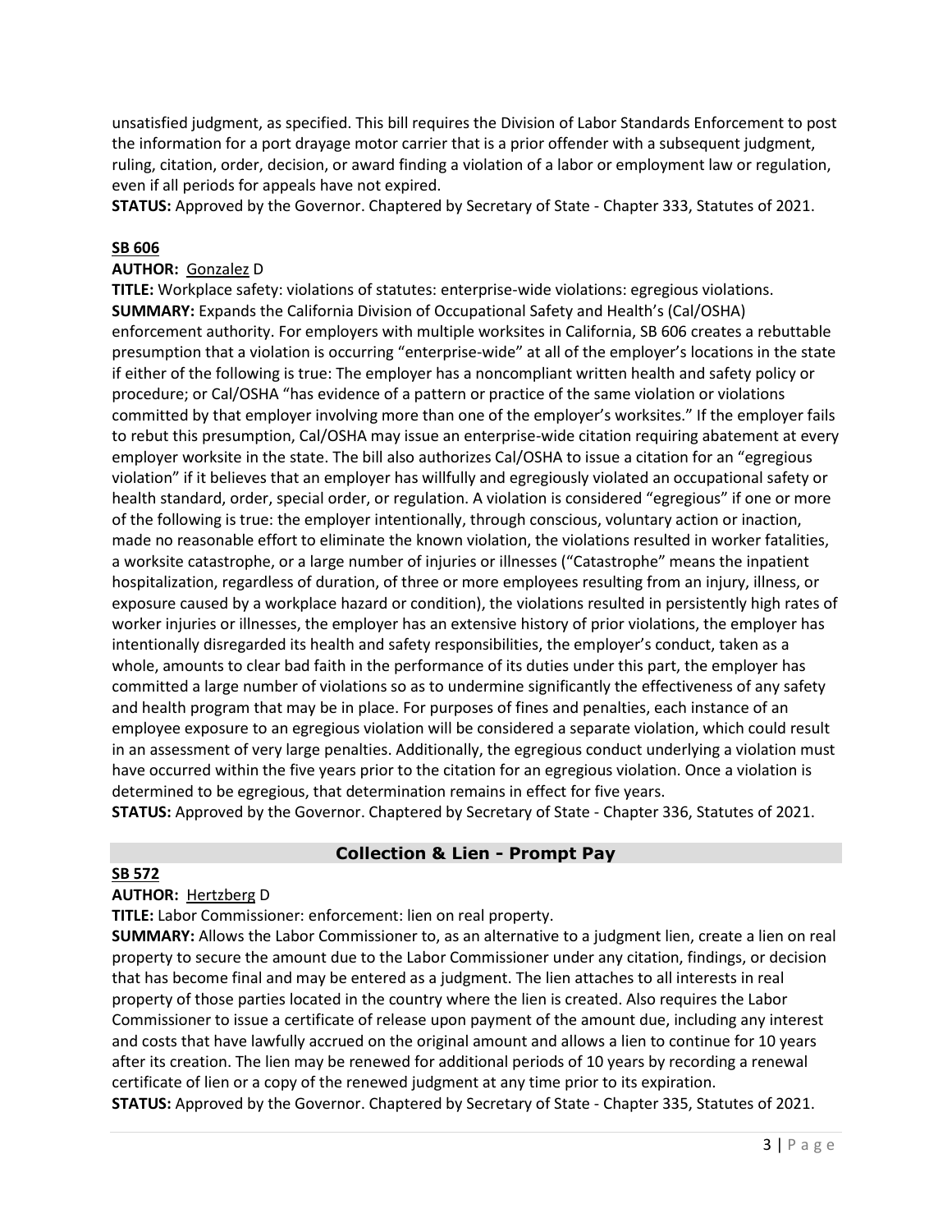unsatisfied judgment, as specified. This bill requires the Division of Labor Standards Enforcement to post the information for a port drayage motor carrier that is a prior offender with a subsequent judgment, ruling, citation, order, decision, or award finding a violation of a labor or employment law or regulation, even if all periods for appeals have not expired.
**STATUS:** Approved by the Governor. Chaptered by Secretary of State - Chapter 333, Statutes of 2021.

**SB 606**

**AUTHOR:** Gonzalez D

**TITLE:** Workplace safety: violations of statutes: enterprise-wide violations: egregious violations.

**SUMMARY:** Expands the California Division of Occupational Safety and Health's (Cal/OSHA) enforcement authority. For employers with multiple worksites in California, SB 606 creates a rebuttable presumption that a violation is occurring "enterprise-wide" at all of the employer's locations in the state if either of the following is true: The employer has a noncompliant written health and safety policy or procedure; or Cal/OSHA "has evidence of a pattern or practice of the same violation or violations committed by that employer involving more than one of the employer's worksites." If the employer fails to rebut this presumption, Cal/OSHA may issue an enterprise-wide citation requiring abatement at every employer worksite in the state. The bill also authorizes Cal/OSHA to issue a citation for an "egregious violation" if it believes that an employer has willfully and egregiously violated an occupational safety or health standard, order, special order, or regulation. A violation is considered "egregious" if one or more of the following is true: the employer intentionally, through conscious, voluntary action or inaction, made no reasonable effort to eliminate the known violation, the violations resulted in worker fatalities, a worksite catastrophe, or a large number of injuries or illnesses ("Catastrophe" means the inpatient hospitalization, regardless of duration, of three or more employees resulting from an injury, illness, or exposure caused by a workplace hazard or condition), the violations resulted in persistently high rates of worker injuries or illnesses, the employer has an extensive history of prior violations, the employer has intentionally disregarded its health and safety responsibilities, the employer's conduct, taken as a whole, amounts to clear bad faith in the performance of its duties under this part, the employer has committed a large number of violations so as to undermine significantly the effectiveness of any safety and health program that may be in place. For purposes of fines and penalties, each instance of an employee exposure to an egregious violation will be considered a separate violation, which could result in an assessment of very large penalties. Additionally, the egregious conduct underlying a violation must have occurred within the five years prior to the citation for an egregious violation. Once a violation is determined to be egregious, that determination remains in effect for five years.

**STATUS:** Approved by the Governor. Chaptered by Secretary of State - Chapter 336, Statutes of 2021.

## Collection & Lien - Prompt Pay

**SB 572**

**AUTHOR:** Hertzberg D

**TITLE:** Labor Commissioner: enforcement: lien on real property.

**SUMMARY:** Allows the Labor Commissioner to, as an alternative to a judgment lien, create a lien on real property to secure the amount due to the Labor Commissioner under any citation, findings, or decision that has become final and may be entered as a judgment. The lien attaches to all interests in real property of those parties located in the country where the lien is created. Also requires the Labor Commissioner to issue a certificate of release upon payment of the amount due, including any interest and costs that have lawfully accrued on the original amount and allows a lien to continue for 10 years after its creation. The lien may be renewed for additional periods of 10 years by recording a renewal certificate of lien or a copy of the renewed judgment at any time prior to its expiration.

**STATUS:** Approved by the Governor. Chaptered by Secretary of State - Chapter 335, Statutes of 2021.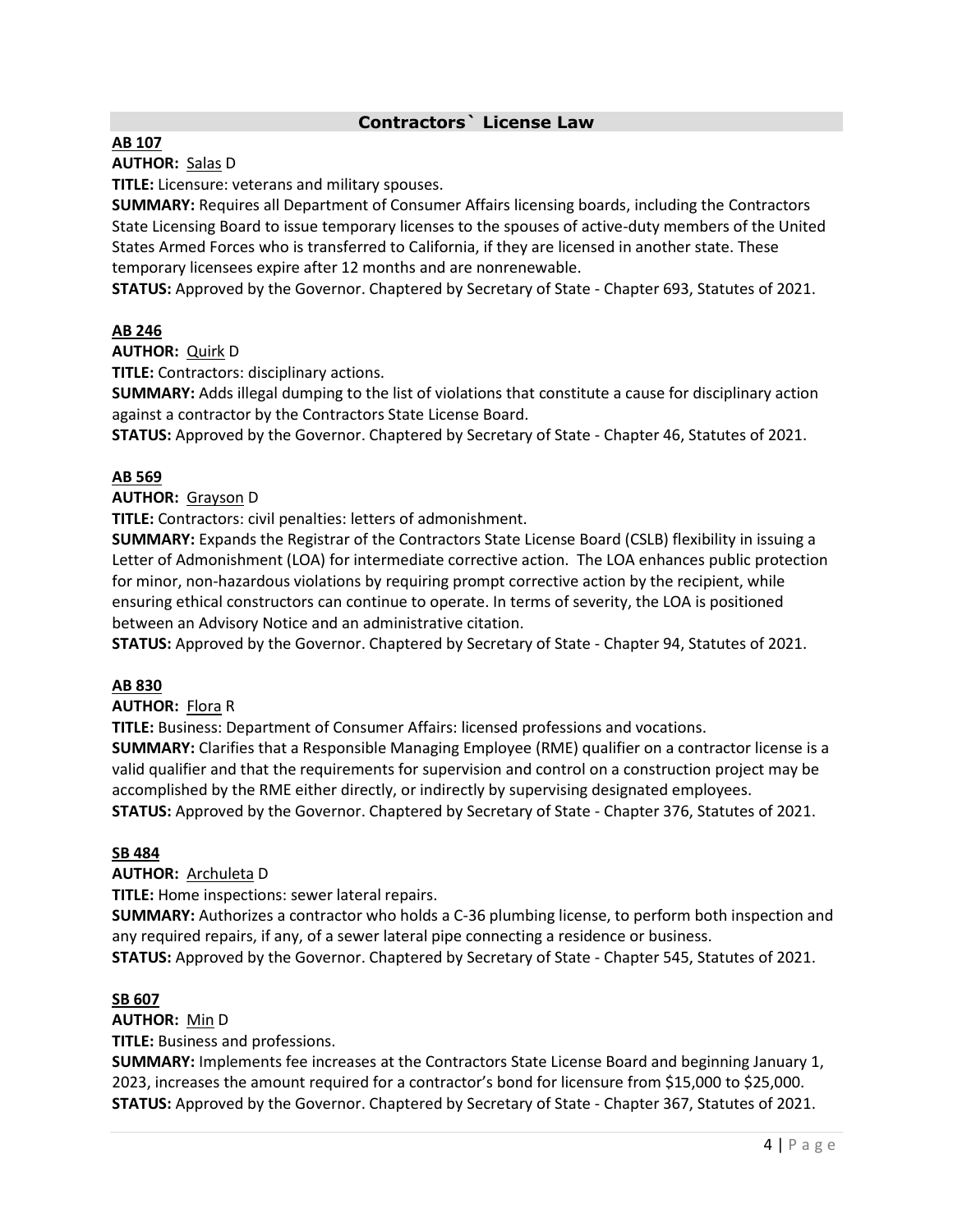## Contractors` License Law

**AB 107**

**AUTHOR:** Salas D

**TITLE:** Licensure: veterans and military spouses.

**SUMMARY:** Requires all Department of Consumer Affairs licensing boards, including the Contractors State Licensing Board to issue temporary licenses to the spouses of active-duty members of the United States Armed Forces who is transferred to California, if they are licensed in another state. These temporary licensees expire after 12 months and are nonrenewable.

**STATUS:** Approved by the Governor. Chaptered by Secretary of State - Chapter 693, Statutes of 2021.

**AB 246**

**AUTHOR:** Quirk D

**TITLE:** Contractors: disciplinary actions.

**SUMMARY:** Adds illegal dumping to the list of violations that constitute a cause for disciplinary action against a contractor by the Contractors State License Board.

**STATUS:** Approved by the Governor. Chaptered by Secretary of State - Chapter 46, Statutes of 2021.

**AB 569**

**AUTHOR:** Grayson D

**TITLE:** Contractors: civil penalties: letters of admonishment.

**SUMMARY:** Expands the Registrar of the Contractors State License Board (CSLB) flexibility in issuing a Letter of Admonishment (LOA) for intermediate corrective action. The LOA enhances public protection for minor, non-hazardous violations by requiring prompt corrective action by the recipient, while ensuring ethical constructors can continue to operate. In terms of severity, the LOA is positioned between an Advisory Notice and an administrative citation.

**STATUS:** Approved by the Governor. Chaptered by Secretary of State - Chapter 94, Statutes of 2021.

**AB 830**

**AUTHOR:** Flora R

**TITLE:** Business: Department of Consumer Affairs: licensed professions and vocations.

**SUMMARY:** Clarifies that a Responsible Managing Employee (RME) qualifier on a contractor license is a valid qualifier and that the requirements for supervision and control on a construction project may be accomplished by the RME either directly, or indirectly by supervising designated employees.

**STATUS:** Approved by the Governor. Chaptered by Secretary of State - Chapter 376, Statutes of 2021.

**SB 484**

**AUTHOR:** Archuleta D

**TITLE:** Home inspections: sewer lateral repairs.

**SUMMARY:** Authorizes a contractor who holds a C-36 plumbing license, to perform both inspection and any required repairs, if any, of a sewer lateral pipe connecting a residence or business.

**STATUS:** Approved by the Governor. Chaptered by Secretary of State - Chapter 545, Statutes of 2021.

**SB 607**

**AUTHOR:** Min D

**TITLE:** Business and professions.

**SUMMARY:** Implements fee increases at the Contractors State License Board and beginning January 1, 2023, increases the amount required for a contractor's bond for licensure from $15,000 to $25,000.

**STATUS:** Approved by the Governor. Chaptered by Secretary of State - Chapter 367, Statutes of 2021.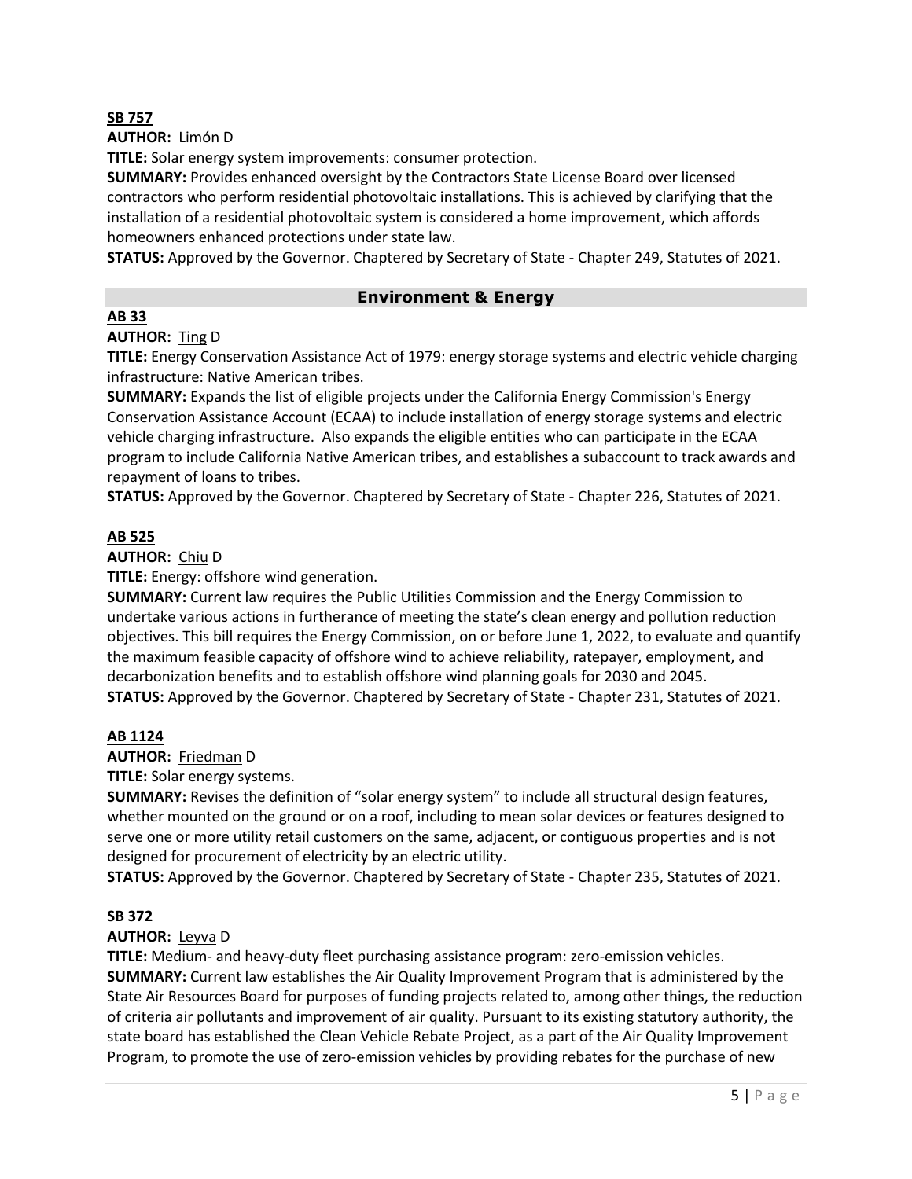**SB 757**

**AUTHOR:** Limón D

**TITLE:** Solar energy system improvements: consumer protection.

**SUMMARY:** Provides enhanced oversight by the Contractors State License Board over licensed contractors who perform residential photovoltaic installations. This is achieved by clarifying that the installation of a residential photovoltaic system is considered a home improvement, which affords homeowners enhanced protections under state law.

**STATUS:** Approved by the Governor. Chaptered by Secretary of State - Chapter 249, Statutes of 2021.

## Environment & Energy

**AB 33**

**AUTHOR:** Ting D

**TITLE:** Energy Conservation Assistance Act of 1979: energy storage systems and electric vehicle charging infrastructure: Native American tribes.

**SUMMARY:** Expands the list of eligible projects under the California Energy Commission's Energy Conservation Assistance Account (ECAA) to include installation of energy storage systems and electric vehicle charging infrastructure. Also expands the eligible entities who can participate in the ECAA program to include California Native American tribes, and establishes a subaccount to track awards and repayment of loans to tribes.

**STATUS:** Approved by the Governor. Chaptered by Secretary of State - Chapter 226, Statutes of 2021.

**AB 525**

**AUTHOR:** Chiu D

**TITLE:** Energy: offshore wind generation.

**SUMMARY:** Current law requires the Public Utilities Commission and the Energy Commission to undertake various actions in furtherance of meeting the state's clean energy and pollution reduction objectives. This bill requires the Energy Commission, on or before June 1, 2022, to evaluate and quantify the maximum feasible capacity of offshore wind to achieve reliability, ratepayer, employment, and decarbonization benefits and to establish offshore wind planning goals for 2030 and 2045.

**STATUS:** Approved by the Governor. Chaptered by Secretary of State - Chapter 231, Statutes of 2021.

**AB 1124**

**AUTHOR:** Friedman D

**TITLE:** Solar energy systems.

**SUMMARY:** Revises the definition of "solar energy system" to include all structural design features, whether mounted on the ground or on a roof, including to mean solar devices or features designed to serve one or more utility retail customers on the same, adjacent, or contiguous properties and is not designed for procurement of electricity by an electric utility.

**STATUS:** Approved by the Governor. Chaptered by Secretary of State - Chapter 235, Statutes of 2021.

**SB 372**

**AUTHOR:** Leyva D

**TITLE:** Medium- and heavy-duty fleet purchasing assistance program: zero-emission vehicles.

**SUMMARY:** Current law establishes the Air Quality Improvement Program that is administered by the State Air Resources Board for purposes of funding projects related to, among other things, the reduction of criteria air pollutants and improvement of air quality. Pursuant to its existing statutory authority, the state board has established the Clean Vehicle Rebate Project, as a part of the Air Quality Improvement Program, to promote the use of zero-emission vehicles by providing rebates for the purchase of new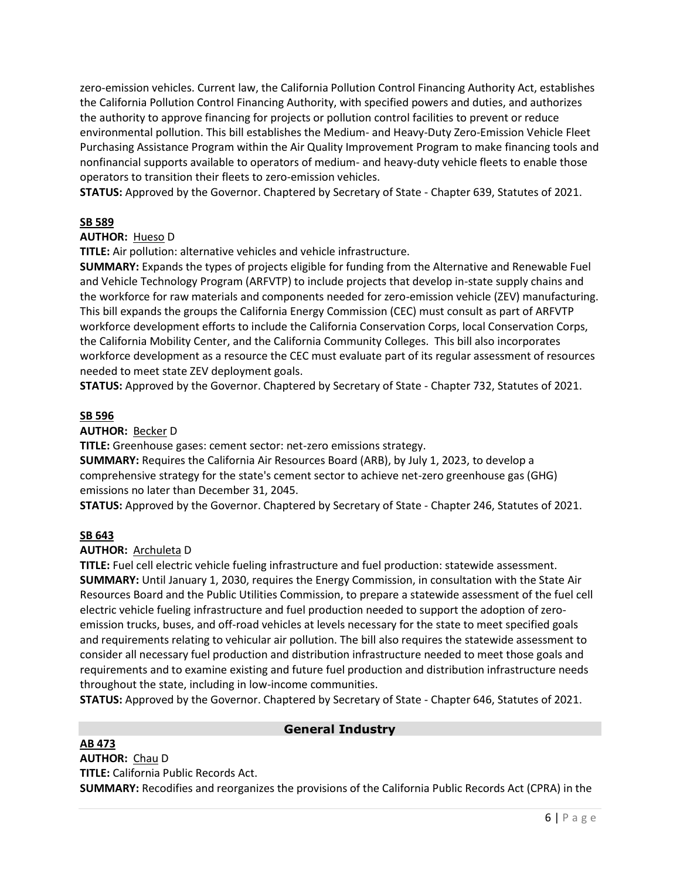zero-emission vehicles. Current law, the California Pollution Control Financing Authority Act, establishes the California Pollution Control Financing Authority, with specified powers and duties, and authorizes the authority to approve financing for projects or pollution control facilities to prevent or reduce environmental pollution. This bill establishes the Medium- and Heavy-Duty Zero-Emission Vehicle Fleet Purchasing Assistance Program within the Air Quality Improvement Program to make financing tools and nonfinancial supports available to operators of medium- and heavy-duty vehicle fleets to enable those operators to transition their fleets to zero-emission vehicles.
**STATUS:** Approved by the Governor. Chaptered by Secretary of State - Chapter 639, Statutes of 2021.

**SB 589**

**AUTHOR:** Hueso D

**TITLE:** Air pollution: alternative vehicles and vehicle infrastructure.

**SUMMARY:** Expands the types of projects eligible for funding from the Alternative and Renewable Fuel and Vehicle Technology Program (ARFVTP) to include projects that develop in-state supply chains and the workforce for raw materials and components needed for zero-emission vehicle (ZEV) manufacturing. This bill expands the groups the California Energy Commission (CEC) must consult as part of ARFVTP workforce development efforts to include the California Conservation Corps, local Conservation Corps, the California Mobility Center, and the California Community Colleges. This bill also incorporates workforce development as a resource the CEC must evaluate part of its regular assessment of resources needed to meet state ZEV deployment goals.

**STATUS:** Approved by the Governor. Chaptered by Secretary of State - Chapter 732, Statutes of 2021.

**SB 596**

**AUTHOR:** Becker D

**TITLE:** Greenhouse gases: cement sector: net-zero emissions strategy.

**SUMMARY:** Requires the California Air Resources Board (ARB), by July 1, 2023, to develop a comprehensive strategy for the state's cement sector to achieve net-zero greenhouse gas (GHG) emissions no later than December 31, 2045.

**STATUS:** Approved by the Governor. Chaptered by Secretary of State - Chapter 246, Statutes of 2021.

**SB 643**

**AUTHOR:** Archuleta D

**TITLE:** Fuel cell electric vehicle fueling infrastructure and fuel production: statewide assessment.

**SUMMARY:** Until January 1, 2030, requires the Energy Commission, in consultation with the State Air Resources Board and the Public Utilities Commission, to prepare a statewide assessment of the fuel cell electric vehicle fueling infrastructure and fuel production needed to support the adoption of zero-emission trucks, buses, and off-road vehicles at levels necessary for the state to meet specified goals and requirements relating to vehicular air pollution. The bill also requires the statewide assessment to consider all necessary fuel production and distribution infrastructure needed to meet those goals and requirements and to examine existing and future fuel production and distribution infrastructure needs throughout the state, including in low-income communities.

**STATUS:** Approved by the Governor. Chaptered by Secretary of State - Chapter 646, Statutes of 2021.

## General Industry

**AB 473**

**AUTHOR:** Chau D

**TITLE:** California Public Records Act.

**SUMMARY:** Recodifies and reorganizes the provisions of the California Public Records Act (CPRA) in the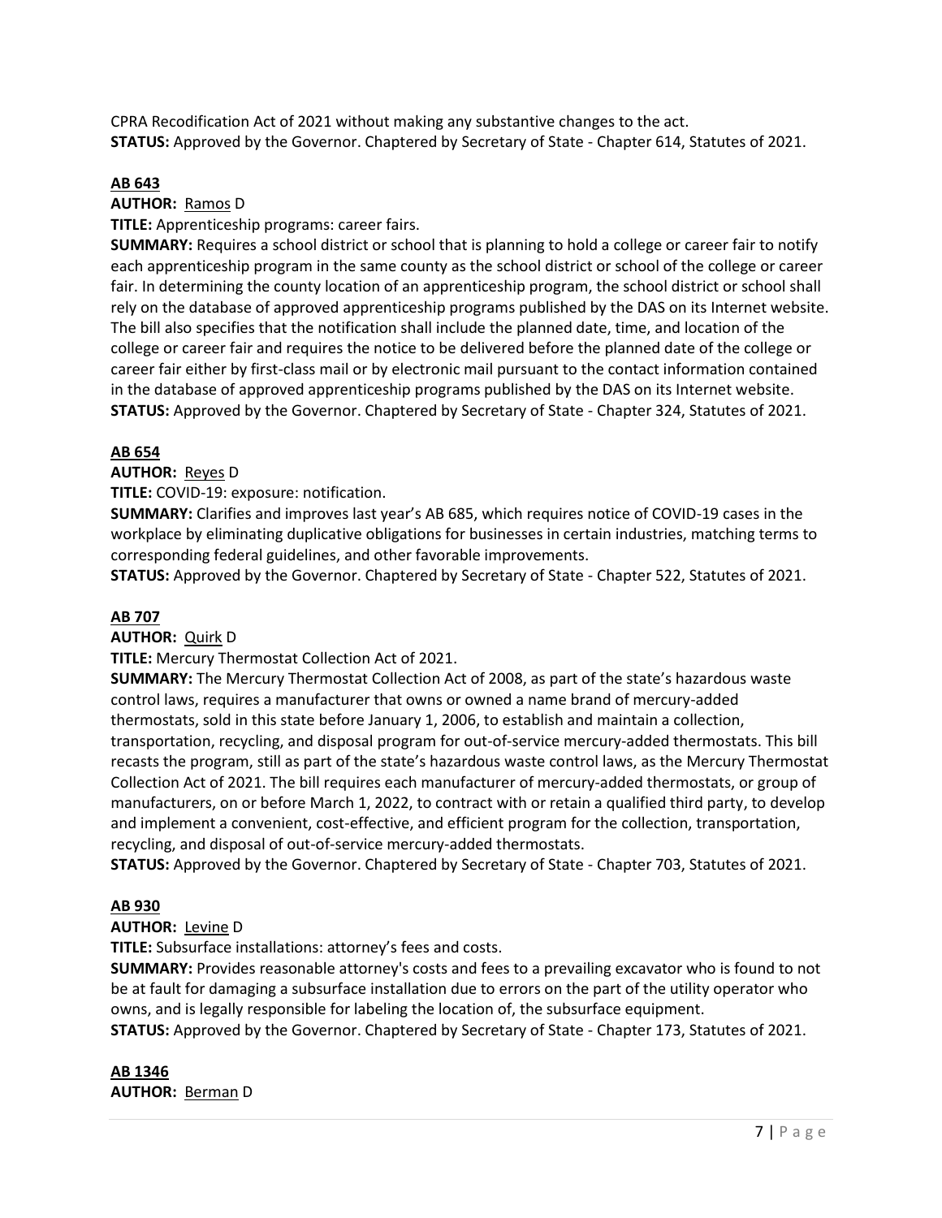CPRA Recodification Act of 2021 without making any substantive changes to the act.
**STATUS:** Approved by the Governor. Chaptered by Secretary of State - Chapter 614, Statutes of 2021.

**AB 643**

**AUTHOR:** Ramos D

**TITLE:** Apprenticeship programs: career fairs.

**SUMMARY:** Requires a school district or school that is planning to hold a college or career fair to notify each apprenticeship program in the same county as the school district or school of the college or career fair. In determining the county location of an apprenticeship program, the school district or school shall rely on the database of approved apprenticeship programs published by the DAS on its Internet website. The bill also specifies that the notification shall include the planned date, time, and location of the college or career fair and requires the notice to be delivered before the planned date of the college or career fair either by first-class mail or by electronic mail pursuant to the contact information contained in the database of approved apprenticeship programs published by the DAS on its Internet website.
**STATUS:** Approved by the Governor. Chaptered by Secretary of State - Chapter 324, Statutes of 2021.

**AB 654**

**AUTHOR:** Reyes D

**TITLE:** COVID-19: exposure: notification.

**SUMMARY:** Clarifies and improves last year's AB 685, which requires notice of COVID-19 cases in the workplace by eliminating duplicative obligations for businesses in certain industries, matching terms to corresponding federal guidelines, and other favorable improvements.
**STATUS:** Approved by the Governor. Chaptered by Secretary of State - Chapter 522, Statutes of 2021.

**AB 707**

**AUTHOR:** Quirk D

**TITLE:** Mercury Thermostat Collection Act of 2021.

**SUMMARY:** The Mercury Thermostat Collection Act of 2008, as part of the state's hazardous waste control laws, requires a manufacturer that owns or owned a name brand of mercury-added thermostats, sold in this state before January 1, 2006, to establish and maintain a collection, transportation, recycling, and disposal program for out-of-service mercury-added thermostats. This bill recasts the program, still as part of the state's hazardous waste control laws, as the Mercury Thermostat Collection Act of 2021. The bill requires each manufacturer of mercury-added thermostats, or group of manufacturers, on or before March 1, 2022, to contract with or retain a qualified third party, to develop and implement a convenient, cost-effective, and efficient program for the collection, transportation, recycling, and disposal of out-of-service mercury-added thermostats.
**STATUS:** Approved by the Governor. Chaptered by Secretary of State - Chapter 703, Statutes of 2021.

**AB 930**

**AUTHOR:** Levine D

**TITLE:** Subsurface installations: attorney's fees and costs.

**SUMMARY:** Provides reasonable attorney's costs and fees to a prevailing excavator who is found to not be at fault for damaging a subsurface installation due to errors on the part of the utility operator who owns, and is legally responsible for labeling the location of, the subsurface equipment.
**STATUS:** Approved by the Governor. Chaptered by Secretary of State - Chapter 173, Statutes of 2021.

**AB 1346**

**AUTHOR:** Berman D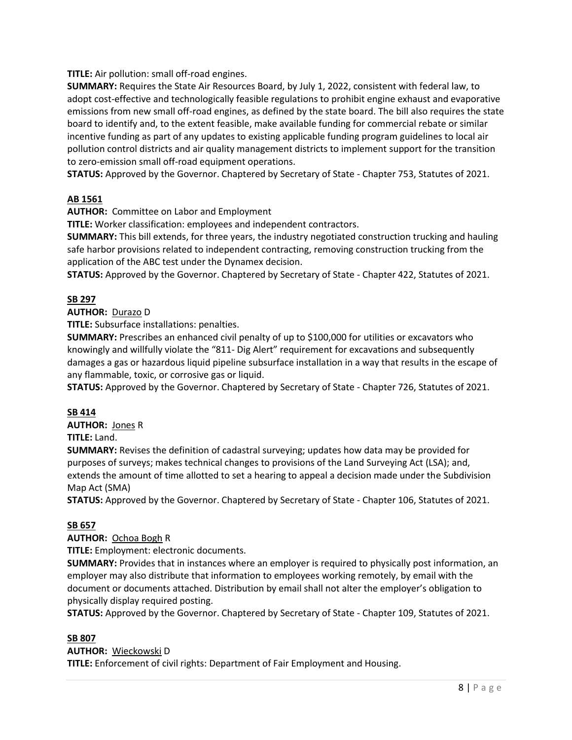**TITLE:** Air pollution: small off-road engines.

**SUMMARY:** Requires the State Air Resources Board, by July 1, 2022, consistent with federal law, to adopt cost-effective and technologically feasible regulations to prohibit engine exhaust and evaporative emissions from new small off-road engines, as defined by the state board. The bill also requires the state board to identify and, to the extent feasible, make available funding for commercial rebate or similar incentive funding as part of any updates to existing applicable funding program guidelines to local air pollution control districts and air quality management districts to implement support for the transition to zero-emission small off-road equipment operations.

**STATUS:** Approved by the Governor. Chaptered by Secretary of State - Chapter 753, Statutes of 2021.

**AB 1561**

**AUTHOR:** Committee on Labor and Employment

**TITLE:** Worker classification: employees and independent contractors.

**SUMMARY:** This bill extends, for three years, the industry negotiated construction trucking and hauling safe harbor provisions related to independent contracting, removing construction trucking from the application of the ABC test under the Dynamex decision.

**STATUS:** Approved by the Governor. Chaptered by Secretary of State - Chapter 422, Statutes of 2021.

**SB 297**

**AUTHOR:** Durazo D

**TITLE:** Subsurface installations: penalties.

**SUMMARY:** Prescribes an enhanced civil penalty of up to $100,000 for utilities or excavators who knowingly and willfully violate the "811- Dig Alert" requirement for excavations and subsequently damages a gas or hazardous liquid pipeline subsurface installation in a way that results in the escape of any flammable, toxic, or corrosive gas or liquid.

**STATUS:** Approved by the Governor. Chaptered by Secretary of State - Chapter 726, Statutes of 2021.

**SB 414**

**AUTHOR:** Jones R

**TITLE:** Land.

**SUMMARY:** Revises the definition of cadastral surveying; updates how data may be provided for purposes of surveys; makes technical changes to provisions of the Land Surveying Act (LSA); and, extends the amount of time allotted to set a hearing to appeal a decision made under the Subdivision Map Act (SMA)

**STATUS:** Approved by the Governor. Chaptered by Secretary of State - Chapter 106, Statutes of 2021.

**SB 657**

**AUTHOR:** Ochoa Bogh R

**TITLE:** Employment: electronic documents.

**SUMMARY:** Provides that in instances where an employer is required to physically post information, an employer may also distribute that information to employees working remotely, by email with the document or documents attached. Distribution by email shall not alter the employer's obligation to physically display required posting.

**STATUS:** Approved by the Governor. Chaptered by Secretary of State - Chapter 109, Statutes of 2021.

**SB 807**

**AUTHOR:** Wieckowski D

**TITLE:** Enforcement of civil rights: Department of Fair Employment and Housing.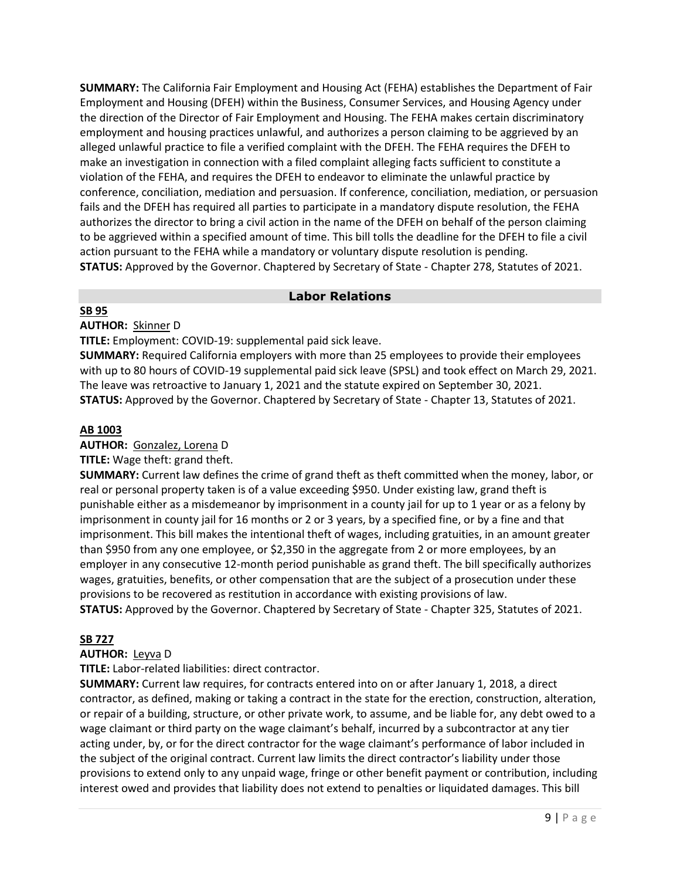**SUMMARY:** The California Fair Employment and Housing Act (FEHA) establishes the Department of Fair Employment and Housing (DFEH) within the Business, Consumer Services, and Housing Agency under the direction of the Director of Fair Employment and Housing. The FEHA makes certain discriminatory employment and housing practices unlawful, and authorizes a person claiming to be aggrieved by an alleged unlawful practice to file a verified complaint with the DFEH. The FEHA requires the DFEH to make an investigation in connection with a filed complaint alleging facts sufficient to constitute a violation of the FEHA, and requires the DFEH to endeavor to eliminate the unlawful practice by conference, conciliation, mediation and persuasion. If conference, conciliation, mediation, or persuasion fails and the DFEH has required all parties to participate in a mandatory dispute resolution, the FEHA authorizes the director to bring a civil action in the name of the DFEH on behalf of the person claiming to be aggrieved within a specified amount of time. This bill tolls the deadline for the DFEH to file a civil action pursuant to the FEHA while a mandatory or voluntary dispute resolution is pending.
**STATUS:** Approved by the Governor. Chaptered by Secretary of State - Chapter 278, Statutes of 2021.

## Labor Relations

**SB 95**

**AUTHOR:** Skinner D

**TITLE:** Employment: COVID-19: supplemental paid sick leave.

**SUMMARY:** Required California employers with more than 25 employees to provide their employees with up to 80 hours of COVID-19 supplemental paid sick leave (SPSL) and took effect on March 29, 2021. The leave was retroactive to January 1, 2021 and the statute expired on September 30, 2021.
**STATUS:** Approved by the Governor. Chaptered by Secretary of State - Chapter 13, Statutes of 2021.

**AB 1003**

**AUTHOR:** Gonzalez, Lorena D

**TITLE:** Wage theft: grand theft.

**SUMMARY:** Current law defines the crime of grand theft as theft committed when the money, labor, or real or personal property taken is of a value exceeding $950. Under existing law, grand theft is punishable either as a misdemeanor by imprisonment in a county jail for up to 1 year or as a felony by imprisonment in county jail for 16 months or 2 or 3 years, by a specified fine, or by a fine and that imprisonment. This bill makes the intentional theft of wages, including gratuities, in an amount greater than $950 from any one employee, or $2,350 in the aggregate from 2 or more employees, by an employer in any consecutive 12-month period punishable as grand theft. The bill specifically authorizes wages, gratuities, benefits, or other compensation that are the subject of a prosecution under these provisions to be recovered as restitution in accordance with existing provisions of law.
**STATUS:** Approved by the Governor. Chaptered by Secretary of State - Chapter 325, Statutes of 2021.

**SB 727**

**AUTHOR:** Leyva D

**TITLE:** Labor-related liabilities: direct contractor.

**SUMMARY:** Current law requires, for contracts entered into on or after January 1, 2018, a direct contractor, as defined, making or taking a contract in the state for the erection, construction, alteration, or repair of a building, structure, or other private work, to assume, and be liable for, any debt owed to a wage claimant or third party on the wage claimant's behalf, incurred by a subcontractor at any tier acting under, by, or for the direct contractor for the wage claimant's performance of labor included in the subject of the original contract. Current law limits the direct contractor's liability under those provisions to extend only to any unpaid wage, fringe or other benefit payment or contribution, including interest owed and provides that liability does not extend to penalties or liquidated damages. This bill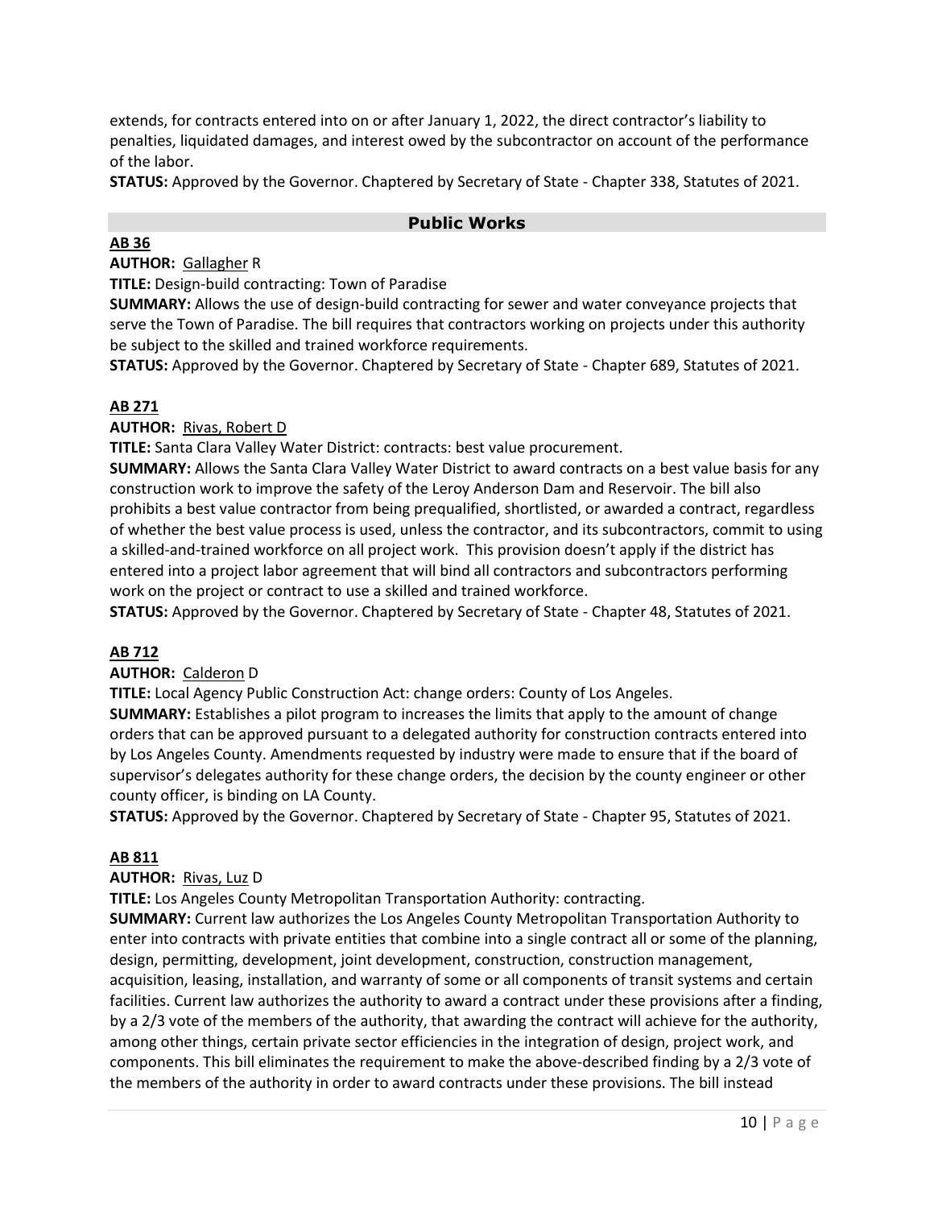extends, for contracts entered into on or after January 1, 2022, the direct contractor's liability to penalties, liquidated damages, and interest owed by the subcontractor on account of the performance of the labor.
**STATUS:** Approved by the Governor. Chaptered by Secretary of State - Chapter 338, Statutes of 2021.

## Public Works

**AB 36**

**AUTHOR:** Gallagher R

**TITLE:** Design-build contracting: Town of Paradise

**SUMMARY:** Allows the use of design-build contracting for sewer and water conveyance projects that serve the Town of Paradise. The bill requires that contractors working on projects under this authority be subject to the skilled and trained workforce requirements.

**STATUS:** Approved by the Governor. Chaptered by Secretary of State - Chapter 689, Statutes of 2021.

**AB 271**

**AUTHOR:** Rivas, Robert D

**TITLE:** Santa Clara Valley Water District: contracts: best value procurement.

**SUMMARY:** Allows the Santa Clara Valley Water District to award contracts on a best value basis for any construction work to improve the safety of the Leroy Anderson Dam and Reservoir. The bill also prohibits a best value contractor from being prequalified, shortlisted, or awarded a contract, regardless of whether the best value process is used, unless the contractor, and its subcontractors, commit to using a skilled-and-trained workforce on all project work. This provision doesn't apply if the district has entered into a project labor agreement that will bind all contractors and subcontractors performing work on the project or contract to use a skilled and trained workforce.

**STATUS:** Approved by the Governor. Chaptered by Secretary of State - Chapter 48, Statutes of 2021.

**AB 712**

**AUTHOR:** Calderon D

**TITLE:** Local Agency Public Construction Act: change orders: County of Los Angeles.

**SUMMARY:** Establishes a pilot program to increases the limits that apply to the amount of change orders that can be approved pursuant to a delegated authority for construction contracts entered into by Los Angeles County. Amendments requested by industry were made to ensure that if the board of supervisor's delegates authority for these change orders, the decision by the county engineer or other county officer, is binding on LA County.

**STATUS:** Approved by the Governor. Chaptered by Secretary of State - Chapter 95, Statutes of 2021.

**AB 811**

**AUTHOR:** Rivas, Luz D

**TITLE:** Los Angeles County Metropolitan Transportation Authority: contracting.

**SUMMARY:** Current law authorizes the Los Angeles County Metropolitan Transportation Authority to enter into contracts with private entities that combine into a single contract all or some of the planning, design, permitting, development, joint development, construction, construction management, acquisition, leasing, installation, and warranty of some or all components of transit systems and certain facilities. Current law authorizes the authority to award a contract under these provisions after a finding, by a 2/3 vote of the members of the authority, that awarding the contract will achieve for the authority, among other things, certain private sector efficiencies in the integration of design, project work, and components. This bill eliminates the requirement to make the above-described finding by a 2/3 vote of the members of the authority in order to award contracts under these provisions. The bill instead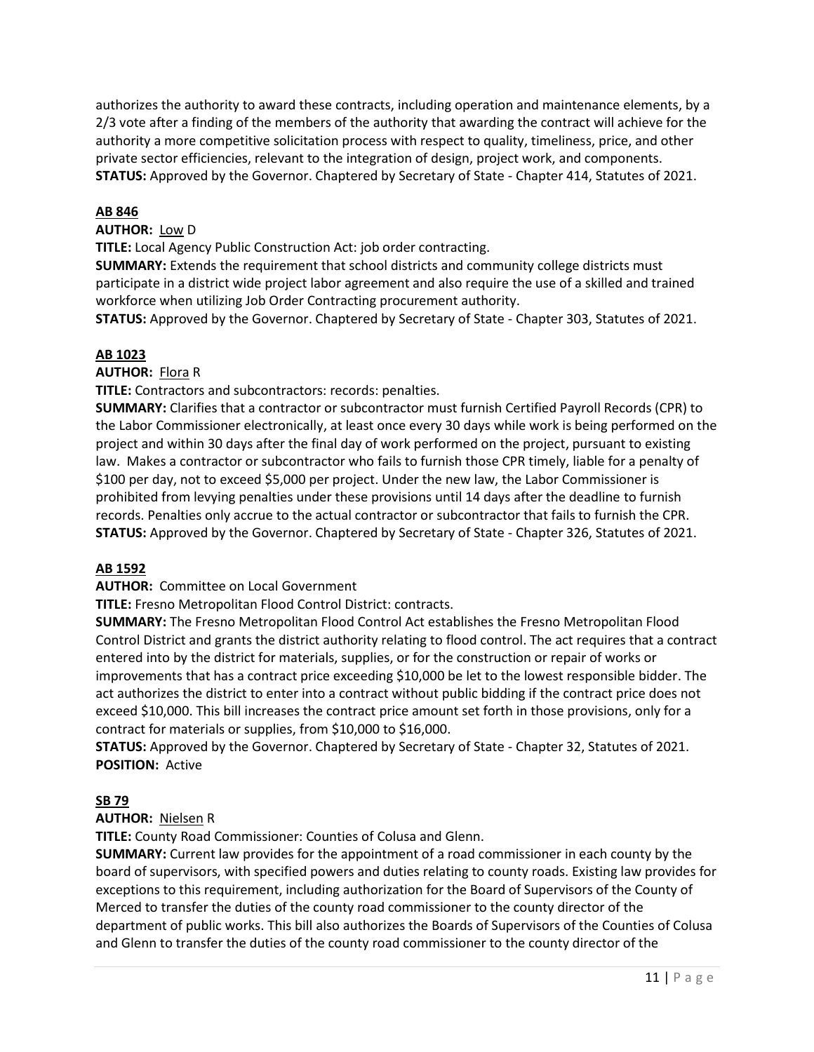authorizes the authority to award these contracts, including operation and maintenance elements, by a 2/3 vote after a finding of the members of the authority that awarding the contract will achieve for the authority a more competitive solicitation process with respect to quality, timeliness, price, and other private sector efficiencies, relevant to the integration of design, project work, and components.
**STATUS:** Approved by the Governor. Chaptered by Secretary of State - Chapter 414, Statutes of 2021.

**AB 846**

**AUTHOR:** Low D

**TITLE:** Local Agency Public Construction Act: job order contracting.

**SUMMARY:** Extends the requirement that school districts and community college districts must participate in a district wide project labor agreement and also require the use of a skilled and trained workforce when utilizing Job Order Contracting procurement authority.

**STATUS:** Approved by the Governor. Chaptered by Secretary of State - Chapter 303, Statutes of 2021.

**AB 1023**

**AUTHOR:** Flora R

**TITLE:** Contractors and subcontractors: records: penalties.

**SUMMARY:** Clarifies that a contractor or subcontractor must furnish Certified Payroll Records (CPR) to the Labor Commissioner electronically, at least once every 30 days while work is being performed on the project and within 30 days after the final day of work performed on the project, pursuant to existing law. Makes a contractor or subcontractor who fails to furnish those CPR timely, liable for a penalty of $100 per day, not to exceed $5,000 per project. Under the new law, the Labor Commissioner is prohibited from levying penalties under these provisions until 14 days after the deadline to furnish records. Penalties only accrue to the actual contractor or subcontractor that fails to furnish the CPR.

**STATUS:** Approved by the Governor. Chaptered by Secretary of State - Chapter 326, Statutes of 2021.

**AB 1592**

**AUTHOR:** Committee on Local Government

**TITLE:** Fresno Metropolitan Flood Control District: contracts.

**SUMMARY:** The Fresno Metropolitan Flood Control Act establishes the Fresno Metropolitan Flood Control District and grants the district authority relating to flood control. The act requires that a contract entered into by the district for materials, supplies, or for the construction or repair of works or improvements that has a contract price exceeding $10,000 be let to the lowest responsible bidder. The act authorizes the district to enter into a contract without public bidding if the contract price does not exceed $10,000. This bill increases the contract price amount set forth in those provisions, only for a contract for materials or supplies, from $10,000 to $16,000.

**STATUS:** Approved by the Governor. Chaptered by Secretary of State - Chapter 32, Statutes of 2021.

**POSITION:** Active

**SB 79**

**AUTHOR:** Nielsen R

**TITLE:** County Road Commissioner: Counties of Colusa and Glenn.

**SUMMARY:** Current law provides for the appointment of a road commissioner in each county by the board of supervisors, with specified powers and duties relating to county roads. Existing law provides for exceptions to this requirement, including authorization for the Board of Supervisors of the County of Merced to transfer the duties of the county road commissioner to the county director of the department of public works. This bill also authorizes the Boards of Supervisors of the Counties of Colusa and Glenn to transfer the duties of the county road commissioner to the county director of the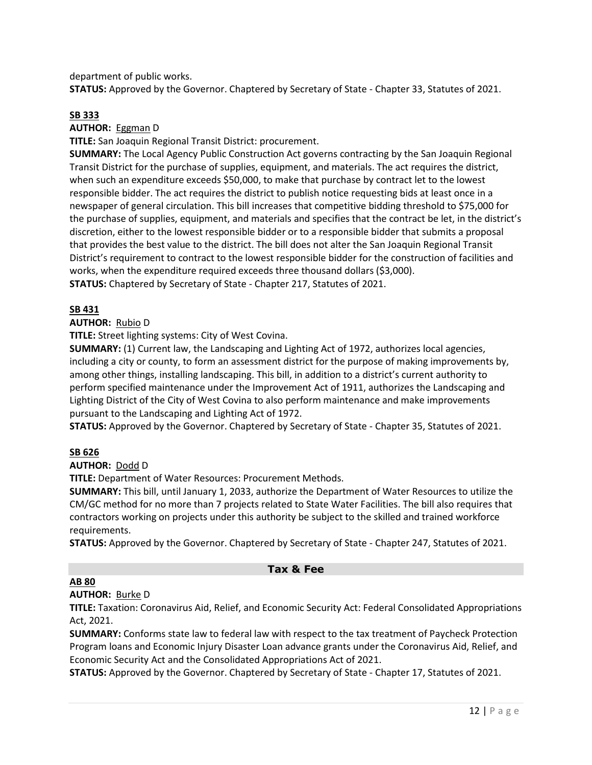department of public works.
**STATUS:** Approved by the Governor. Chaptered by Secretary of State - Chapter 33, Statutes of 2021.

**SB 333**

**AUTHOR:** Eggman D

**TITLE:** San Joaquin Regional Transit District: procurement.

**SUMMARY:** The Local Agency Public Construction Act governs contracting by the San Joaquin Regional Transit District for the purchase of supplies, equipment, and materials. The act requires the district, when such an expenditure exceeds $50,000, to make that purchase by contract let to the lowest responsible bidder. The act requires the district to publish notice requesting bids at least once in a newspaper of general circulation. This bill increases that competitive bidding threshold to $75,000 for the purchase of supplies, equipment, and materials and specifies that the contract be let, in the district's discretion, either to the lowest responsible bidder or to a responsible bidder that submits a proposal that provides the best value to the district. The bill does not alter the San Joaquin Regional Transit District's requirement to contract to the lowest responsible bidder for the construction of facilities and works, when the expenditure required exceeds three thousand dollars ($3,000).

**STATUS:** Chaptered by Secretary of State - Chapter 217, Statutes of 2021.

**SB 431**

**AUTHOR:** Rubio D

**TITLE:** Street lighting systems: City of West Covina.

**SUMMARY:** (1) Current law, the Landscaping and Lighting Act of 1972, authorizes local agencies, including a city or county, to form an assessment district for the purpose of making improvements by, among other things, installing landscaping. This bill, in addition to a district's current authority to perform specified maintenance under the Improvement Act of 1911, authorizes the Landscaping and Lighting District of the City of West Covina to also perform maintenance and make improvements pursuant to the Landscaping and Lighting Act of 1972.

**STATUS:** Approved by the Governor. Chaptered by Secretary of State - Chapter 35, Statutes of 2021.

**SB 626**

**AUTHOR:** Dodd D

**TITLE:** Department of Water Resources: Procurement Methods.

**SUMMARY:** This bill, until January 1, 2033, authorize the Department of Water Resources to utilize the CM/GC method for no more than 7 projects related to State Water Facilities. The bill also requires that contractors working on projects under this authority be subject to the skilled and trained workforce requirements.

**STATUS:** Approved by the Governor. Chaptered by Secretary of State - Chapter 247, Statutes of 2021.

## Tax & Fee

**AB 80**

**AUTHOR:** Burke D

**TITLE:** Taxation: Coronavirus Aid, Relief, and Economic Security Act: Federal Consolidated Appropriations Act, 2021.

**SUMMARY:** Conforms state law to federal law with respect to the tax treatment of Paycheck Protection Program loans and Economic Injury Disaster Loan advance grants under the Coronavirus Aid, Relief, and Economic Security Act and the Consolidated Appropriations Act of 2021.

**STATUS:** Approved by the Governor. Chaptered by Secretary of State - Chapter 17, Statutes of 2021.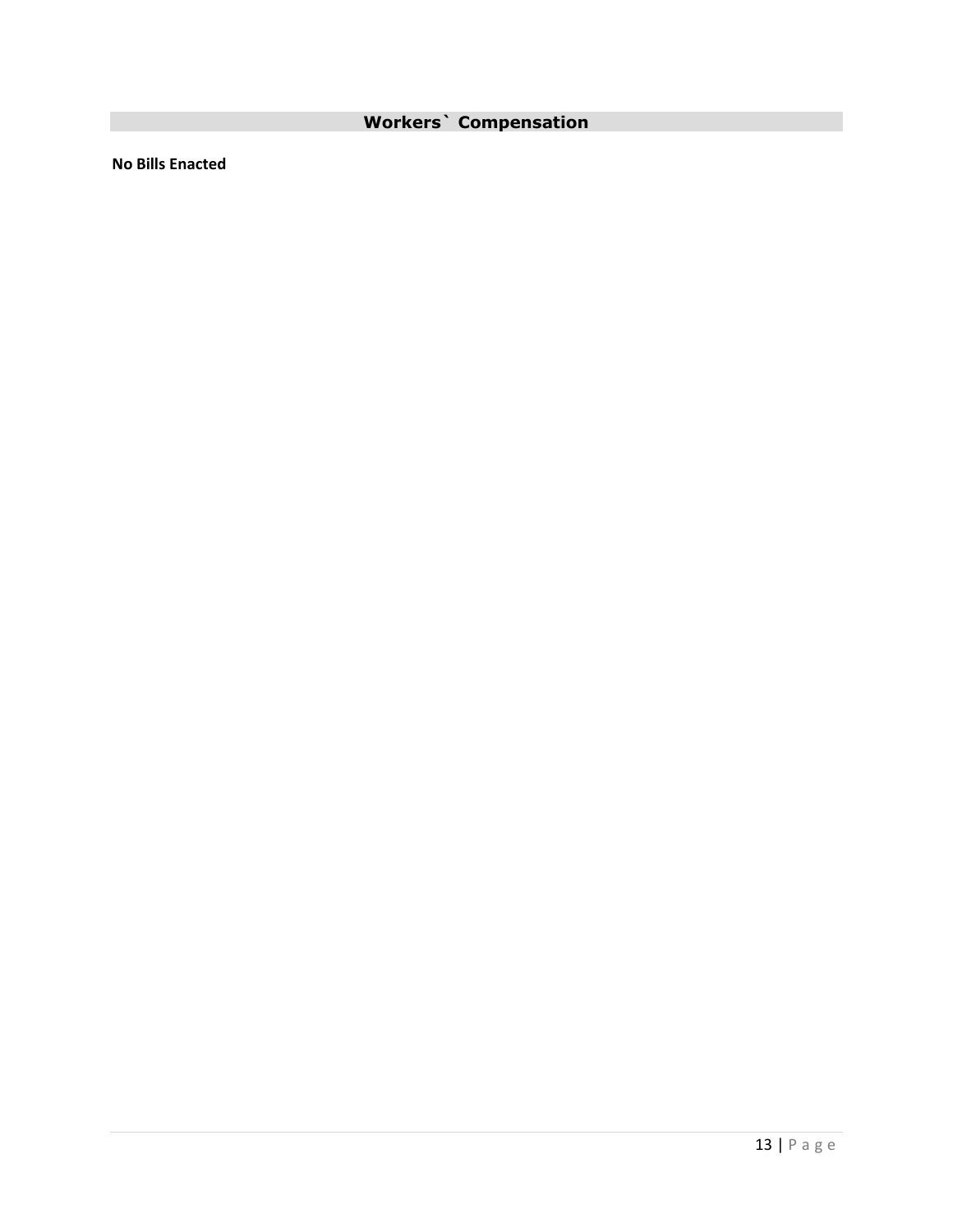## Workers` Compensation

**No Bills Enacted**